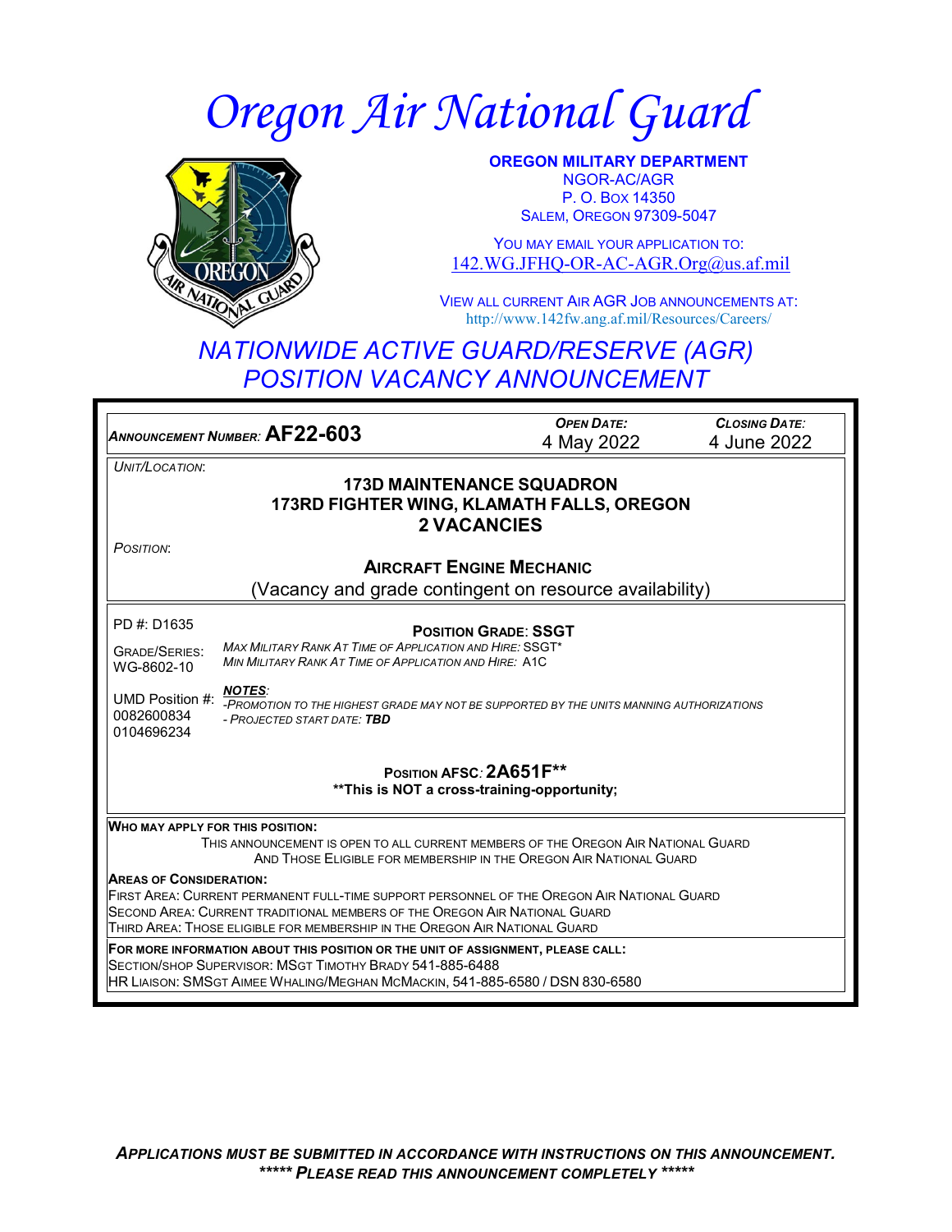# Oregon Air National Guard

**OREGON MILITARY DEPARTMENT**
NGOR-AC/AGR
P. O. BOX 14350
SALEM, OREGON 97309-5047

YOU MAY EMAIL YOUR APPLICATION TO:
142.WG.JFHQ-OR-AC-AGR.Org@us.af.mil

VIEW ALL CURRENT AIR AGR JOB ANNOUNCEMENTS AT:
http://www.142fw.ang.af.mil/Resources/Careers/

## NATIONWIDE ACTIVE GUARD/RESERVE (AGR) POSITION VACANCY ANNOUNCEMENT

| *ANNOUNCEMENT NUMBER:* **AF22-603** | *OPEN DATE:* 4 May 2022 | *CLOSING DATE:* 4 June 2022 |
|---|---|---|

*UNIT/LOCATION:*

**173D MAINTENANCE SQUADRON**
**173RD FIGHTER WING, KLAMATH FALLS, OREGON**
**2 VACANCIES**

*POSITION:*

**AIRCRAFT ENGINE MECHANIC**
(Vacancy and grade contingent on resource availability)

PD #: D1635

**POSITION GRADE: SSGT**

GRADE/SERIES: WG-8602-10

*MAX MILITARY RANK AT TIME OF APPLICATION AND HIRE:* SSGT*
*MIN MILITARY RANK AT TIME OF APPLICATION AND HIRE:* A1C

UMD Position #: 0082600834 0104696234

***NOTES:***
*-PROMOTION TO THE HIGHEST GRADE MAY NOT BE SUPPORTED BY THE UNITS MANNING AUTHORIZATIONS*
*- PROJECTED START DATE:* ***TBD***

**POSITION AFSC: 2A651F****
****This is NOT a cross-training-opportunity;**

**WHO MAY APPLY FOR THIS POSITION:**
THIS ANNOUNCEMENT IS OPEN TO ALL CURRENT MEMBERS OF THE OREGON AIR NATIONAL GUARD AND THOSE ELIGIBLE FOR MEMBERSHIP IN THE OREGON AIR NATIONAL GUARD

**AREAS OF CONSIDERATION:**
FIRST AREA: CURRENT PERMANENT FULL-TIME SUPPORT PERSONNEL OF THE OREGON AIR NATIONAL GUARD
SECOND AREA: CURRENT TRADITIONAL MEMBERS OF THE OREGON AIR NATIONAL GUARD
THIRD AREA: THOSE ELIGIBLE FOR MEMBERSHIP IN THE OREGON AIR NATIONAL GUARD

**FOR MORE INFORMATION ABOUT THIS POSITION OR THE UNIT OF ASSIGNMENT, PLEASE CALL:**
SECTION/SHOP SUPERVISOR: MSGT TIMOTHY BRADY 541-885-6488
HR LIAISON: SMSGT AIMEE WHALING/MEGHAN MCMACKIN, 541-885-6580 / DSN 830-6580

***APPLICATIONS MUST BE SUBMITTED IN ACCORDANCE WITH INSTRUCTIONS ON THIS ANNOUNCEMENT.***
****** PLEASE READ THIS ANNOUNCEMENT COMPLETELY******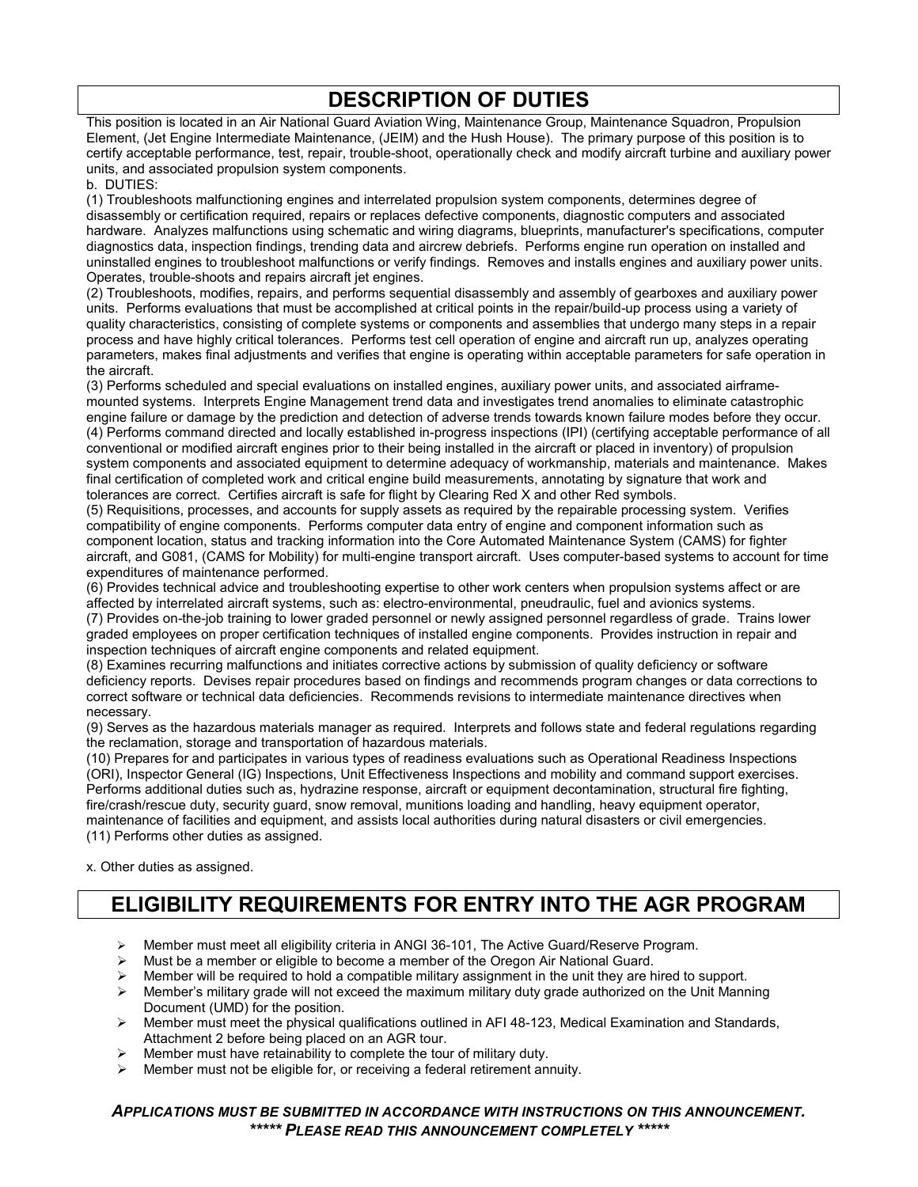## DESCRIPTION OF DUTIES

This position is located in an Air National Guard Aviation Wing, Maintenance Group, Maintenance Squadron, Propulsion Element, (Jet Engine Intermediate Maintenance, (JEIM) and the Hush House). The primary purpose of this position is to certify acceptable performance, test, repair, trouble-shoot, operationally check and modify aircraft turbine and auxiliary power units, and associated propulsion system components.

b. DUTIES:

(1) Troubleshoots malfunctioning engines and interrelated propulsion system components, determines degree of disassembly or certification required, repairs or replaces defective components, diagnostic computers and associated hardware. Analyzes malfunctions using schematic and wiring diagrams, blueprints, manufacturer's specifications, computer diagnostics data, inspection findings, trending data and aircrew debriefs. Performs engine run operation on installed and uninstalled engines to troubleshoot malfunctions or verify findings. Removes and installs engines and auxiliary power units. Operates, trouble-shoots and repairs aircraft jet engines.

(2) Troubleshoots, modifies, repairs, and performs sequential disassembly and assembly of gearboxes and auxiliary power units. Performs evaluations that must be accomplished at critical points in the repair/build-up process using a variety of quality characteristics, consisting of complete systems or components and assemblies that undergo many steps in a repair process and have highly critical tolerances. Performs test cell operation of engine and aircraft run up, analyzes operating parameters, makes final adjustments and verifies that engine is operating within acceptable parameters for safe operation in the aircraft.

(3) Performs scheduled and special evaluations on installed engines, auxiliary power units, and associated airframe-mounted systems. Interprets Engine Management trend data and investigates trend anomalies to eliminate catastrophic engine failure or damage by the prediction and detection of adverse trends towards known failure modes before they occur.

(4) Performs command directed and locally established in-progress inspections (IPI) (certifying acceptable performance of all conventional or modified aircraft engines prior to their being installed in the aircraft or placed in inventory) of propulsion system components and associated equipment to determine adequacy of workmanship, materials and maintenance. Makes final certification of completed work and critical engine build measurements, annotating by signature that work and tolerances are correct. Certifies aircraft is safe for flight by Clearing Red X and other Red symbols.

(5) Requisitions, processes, and accounts for supply assets as required by the repairable processing system. Verifies compatibility of engine components. Performs computer data entry of engine and component information such as component location, status and tracking information into the Core Automated Maintenance System (CAMS) for fighter aircraft, and G081, (CAMS for Mobility) for multi-engine transport aircraft. Uses computer-based systems to account for time expenditures of maintenance performed.

(6) Provides technical advice and troubleshooting expertise to other work centers when propulsion systems affect or are affected by interrelated aircraft systems, such as: electro-environmental, pneudraulic, fuel and avionics systems.

(7) Provides on-the-job training to lower graded personnel or newly assigned personnel regardless of grade. Trains lower graded employees on proper certification techniques of installed engine components. Provides instruction in repair and inspection techniques of aircraft engine components and related equipment.

(8) Examines recurring malfunctions and initiates corrective actions by submission of quality deficiency or software deficiency reports. Devises repair procedures based on findings and recommends program changes or data corrections to correct software or technical data deficiencies. Recommends revisions to intermediate maintenance directives when necessary.

(9) Serves as the hazardous materials manager as required. Interprets and follows state and federal regulations regarding the reclamation, storage and transportation of hazardous materials.

(10) Prepares for and participates in various types of readiness evaluations such as Operational Readiness Inspections (ORI), Inspector General (IG) Inspections, Unit Effectiveness Inspections and mobility and command support exercises. Performs additional duties such as, hydrazine response, aircraft or equipment decontamination, structural fire fighting, fire/crash/rescue duty, security guard, snow removal, munitions loading and handling, heavy equipment operator, maintenance of facilities and equipment, and assists local authorities during natural disasters or civil emergencies.

(11) Performs other duties as assigned.

x. Other duties as assigned.

## ELIGIBILITY REQUIREMENTS FOR ENTRY INTO THE AGR PROGRAM

- Member must meet all eligibility criteria in ANGI 36-101, The Active Guard/Reserve Program.
- Must be a member or eligible to become a member of the Oregon Air National Guard.
- Member will be required to hold a compatible military assignment in the unit they are hired to support.
- Member's military grade will not exceed the maximum military duty grade authorized on the Unit Manning Document (UMD) for the position.
- Member must meet the physical qualifications outlined in AFI 48-123, Medical Examination and Standards, Attachment 2 before being placed on an AGR tour.
- Member must have retainability to complete the tour of military duty.
- Member must not be eligible for, or receiving a federal retirement annuity.

***APPLICATIONS MUST BE SUBMITTED IN ACCORDANCE WITH INSTRUCTIONS ON THIS ANNOUNCEMENT.***
***\*\*\*\*\* PLEASE READ THIS ANNOUNCEMENT COMPLETELY \*\*\*\*\****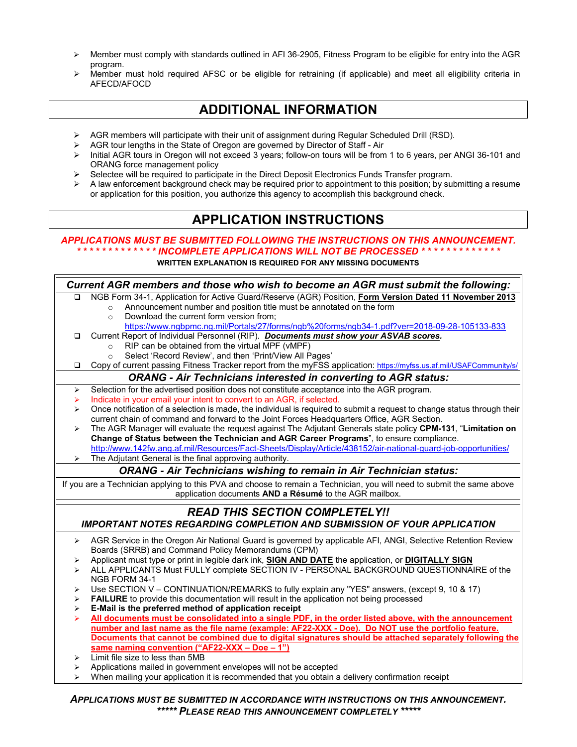- Member must comply with standards outlined in AFI 36-2905, Fitness Program to be eligible for entry into the AGR program.
- Member must hold required AFSC or be eligible for retraining (if applicable) and meet all eligibility criteria in AFECD/AFOCD

## ADDITIONAL INFORMATION

- AGR members will participate with their unit of assignment during Regular Scheduled Drill (RSD).
- AGR tour lengths in the State of Oregon are governed by Director of Staff - Air
- Initial AGR tours in Oregon will not exceed 3 years; follow-on tours will be from 1 to 6 years, per ANGI 36-101 and ORANG force management policy
- Selectee will be required to participate in the Direct Deposit Electronics Funds Transfer program.
- A law enforcement background check may be required prior to appointment to this position; by submitting a resume or application for this position, you authorize this agency to accomplish this background check.

## APPLICATION INSTRUCTIONS

***APPLICATIONS MUST BE SUBMITTED FOLLOWING THE INSTRUCTIONS ON THIS ANNOUNCEMENT.***

***\* \* \* \* \* \* \* \* \* \* \* \* \* INCOMPLETE APPLICATIONS WILL NOT BE PROCESSED \* \* \* \* \* \* \* \* \* \* \* \* \****

**WRITTEN EXPLANATION IS REQUIRED FOR ANY MISSING DOCUMENTS**

### *Current AGR members and those who wish to become an AGR must submit the following:*

- ❑ NGB Form 34-1, Application for Active Guard/Reserve (AGR) Position, **Form Version Dated 11 November 2013**
  - Announcement number and position title must be annotated on the form
  - Download the current form version from; https://www.ngbpmc.ng.mil/Portals/27/forms/ngb%20forms/ngb34-1.pdf?ver=2018-09-28-105133-833
- ❑ Current Report of Individual Personnel (RIP). ***Documents must show your ASVAB scores.***
  - RIP can be obtained from the virtual MPF (vMPF)
  - Select 'Record Review', and then 'Print/View All Pages'
- ❑ Copy of current passing Fitness Tracker report from the myFSS application: https://myfss.us.af.mil/USAFCommunity/s/

### *ORANG - Air Technicians interested in converting to AGR status:*

- Selection for the advertised position does not constitute acceptance into the AGR program.
- Indicate in your email your intent to convert to an AGR, if selected.
- Once notification of a selection is made, the individual is required to submit a request to change status through their current chain of command and forward to the Joint Forces Headquarters Office, AGR Section.
- The AGR Manager will evaluate the request against The Adjutant Generals state policy **CPM-131**, "**Limitation on Change of Status between the Technician and AGR Career Programs**", to ensure compliance. http://www.142fw.ang.af.mil/Resources/Fact-Sheets/Display/Article/438152/air-national-guard-job-opportunities/
- The Adjutant General is the final approving authority.

### *ORANG - Air Technicians wishing to remain in Air Technician status:*

If you are a Technician applying to this PVA and choose to remain a Technician, you will need to submit the same above application documents **AND a Résumé** to the AGR mailbox.

### *READ THIS SECTION COMPLETELY!!*

#### *IMPORTANT NOTES REGARDING COMPLETION AND SUBMISSION OF YOUR APPLICATION*

- AGR Service in the Oregon Air National Guard is governed by applicable AFI, ANGI, Selective Retention Review Boards (SRRB) and Command Policy Memorandums (CPM)
- Applicant must type or print in legible dark ink, **SIGN AND DATE** the application, or **DIGITALLY SIGN**
- ALL APPLICANTS Must FULLY complete SECTION IV - PERSONAL BACKGROUND QUESTIONNAIRE of the NGB FORM 34-1
- Use SECTION V – CONTINUATION/REMARKS to fully explain any "YES" answers, (except 9, 10 & 17)
- **FAILURE** to provide this documentation will result in the application not being processed
- **E-Mail is the preferred method of application receipt**
- **All documents must be consolidated into a single PDF, in the order listed above, with the announcement number and last name as the file name (example: AF22-XXX - Doe). Do NOT use the portfolio feature. Documents that cannot be combined due to digital signatures should be attached separately following the same naming convention ("AF22-XXX – Doe – 1")**
- Limit file size to less than 5MB
- Applications mailed in government envelopes will not be accepted
- When mailing your application it is recommended that you obtain a delivery confirmation receipt

***APPLICATIONS MUST BE SUBMITTED IN ACCORDANCE WITH INSTRUCTIONS ON THIS ANNOUNCEMENT.***

***\*\*\*\*\* PLEASE READ THIS ANNOUNCEMENT COMPLETELY \*\*\*\*\****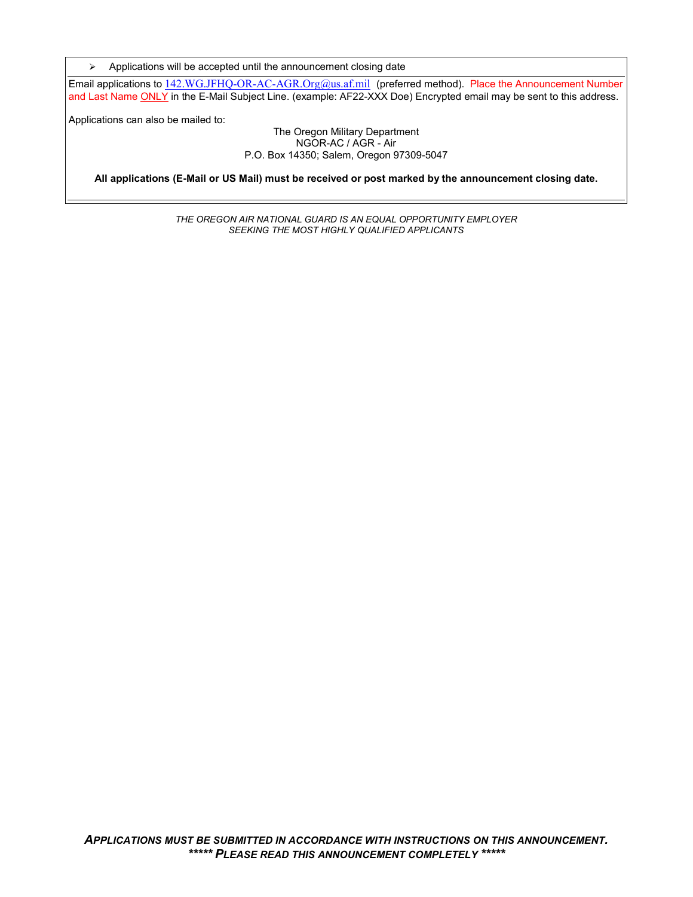- Applications will be accepted until the announcement closing date

Email applications to 142.WG.JFHQ-OR-AC-AGR.Org@us.af.mil (preferred method). Place the Announcement Number and Last Name ONLY in the E-Mail Subject Line. (example: AF22-XXX Doe) Encrypted email may be sent to this address.

Applications can also be mailed to:

The Oregon Military Department
NGOR-AC / AGR - Air
P.O. Box 14350; Salem, Oregon 97309-5047

**All applications (E-Mail or US Mail) must be received or post marked by the announcement closing date.**

*THE OREGON AIR NATIONAL GUARD IS AN EQUAL OPPORTUNITY EMPLOYER*
*SEEKING THE MOST HIGHLY QUALIFIED APPLICANTS*

***APPLICATIONS MUST BE SUBMITTED IN ACCORDANCE WITH INSTRUCTIONS ON THIS ANNOUNCEMENT.***
***\*\*\*\*\* PLEASE READ THIS ANNOUNCEMENT COMPLETELY \*\*\*\*\****